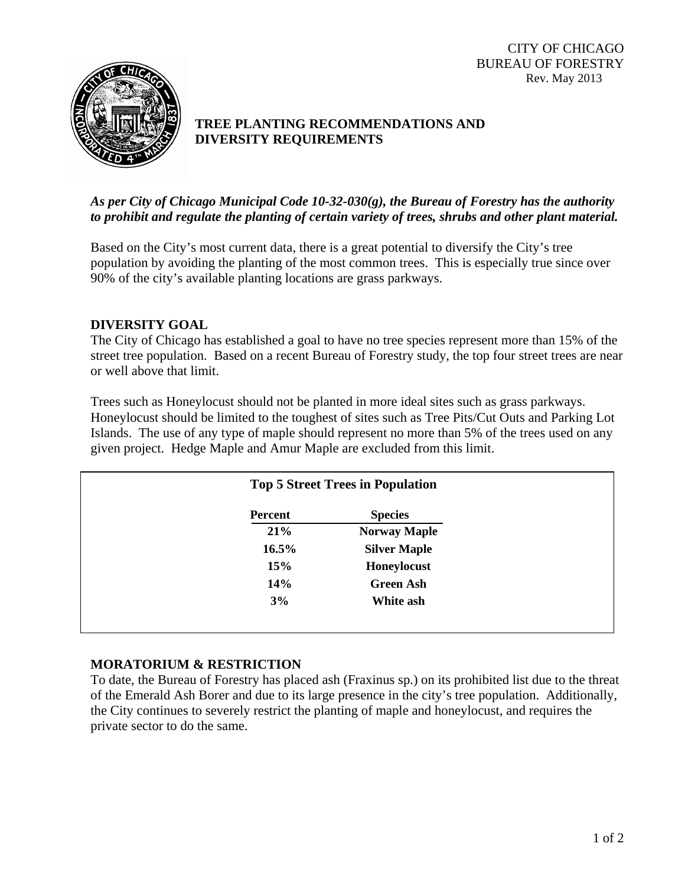CITY OF CHICAGO
BUREAU OF FORESTRY
Rev. May 2013

# TREE PLANTING RECOMMENDATIONS AND DIVERSITY REQUIREMENTS

***As per City of Chicago Municipal Code 10-32-030(g), the Bureau of Forestry has the authority to prohibit and regulate the planting of certain variety of trees, shrubs and other plant material.***

Based on the City's most current data, there is a great potential to diversify the City's tree population by avoiding the planting of the most common trees. This is especially true since over 90% of the city's available planting locations are grass parkways.

## DIVERSITY GOAL

The City of Chicago has established a goal to have no tree species represent more than 15% of the street tree population. Based on a recent Bureau of Forestry study, the top four street trees are near or well above that limit.

Trees such as Honeylocust should not be planted in more ideal sites such as grass parkways. Honeylocust should be limited to the toughest of sites such as Tree Pits/Cut Outs and Parking Lot Islands. The use of any type of maple should represent no more than 5% of the trees used on any given project. Hedge Maple and Amur Maple are excluded from this limit.

**Top 5 Street Trees in Population**

| Percent | Species |
|---|---|
| 21% | Norway Maple |
| 16.5% | Silver Maple |
| 15% | Honeylocust |
| 14% | Green Ash |
| 3% | White ash |

## MORATORIUM & RESTRICTION

To date, the Bureau of Forestry has placed ash (Fraxinus sp.) on its prohibited list due to the threat of the Emerald Ash Borer and due to its large presence in the city's tree population. Additionally, the City continues to severely restrict the planting of maple and honeylocust, and requires the private sector to do the same.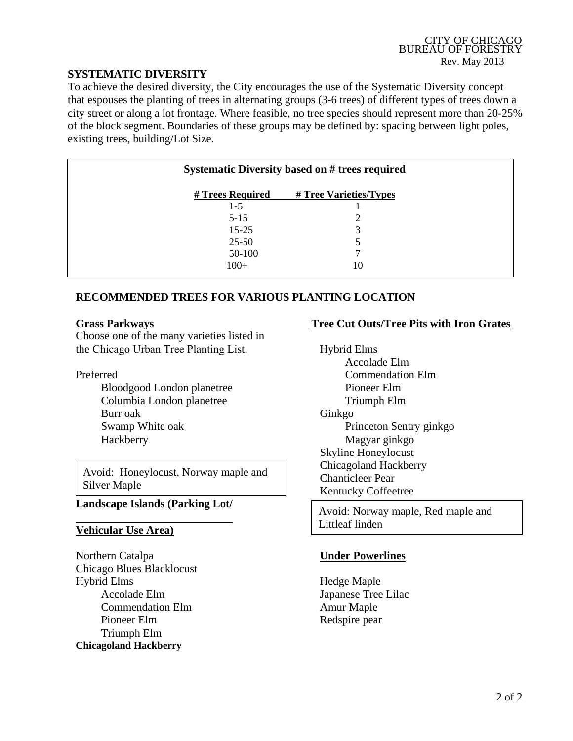## SYSTEMATIC DIVERSITY

To achieve the desired diversity, the City encourages the use of the Systematic Diversity concept that espouses the planting of trees in alternating groups (3-6 trees) of different types of trees down a city street or along a lot frontage. Where feasible, no tree species should represent more than 20-25% of the block segment. Boundaries of these groups may be defined by: spacing between light poles, existing trees, building/Lot Size.

**Systematic Diversity based on # trees required**

| # Trees Required | # Tree Varieties/Types |
|---|---|
| 1-5 | 1 |
| 5-15 | 2 |
| 15-25 | 3 |
| 25-50 | 5 |
| 50-100 | 7 |
| 100+ | 10 |

## RECOMMENDED TREES FOR VARIOUS PLANTING LOCATION

### Grass Parkways

Choose one of the many varieties listed in the Chicago Urban Tree Planting List.

Preferred
- Bloodgood London planetree
- Columbia London planetree
- Burr oak
- Swamp White oak
- Hackberry

Avoid: Honeylocust, Norway maple and Silver Maple

### Landscape Islands (Parking Lot/ Vehicular Use Area)

- Northern Catalpa
- Chicago Blues Blacklocust
- Hybrid Elms
  - Accolade Elm
  - Commendation Elm
  - Pioneer Elm
  - Triumph Elm
- **Chicagoland Hackberry**

### Tree Cut Outs/Tree Pits with Iron Grates

- Hybrid Elms
  - Accolade Elm
  - Commendation Elm
  - Pioneer Elm
  - Triumph Elm
- Ginkgo
  - Princeton Sentry ginkgo
  - Magyar ginkgo
- Skyline Honeylocust
- Chicagoland Hackberry
- Chanticleer Pear
- Kentucky Coffeetree

Avoid: Norway maple, Red maple and Littleaf linden

### Under Powerlines

- Hedge Maple
- Japanese Tree Lilac
- Amur Maple
- Redspire pear